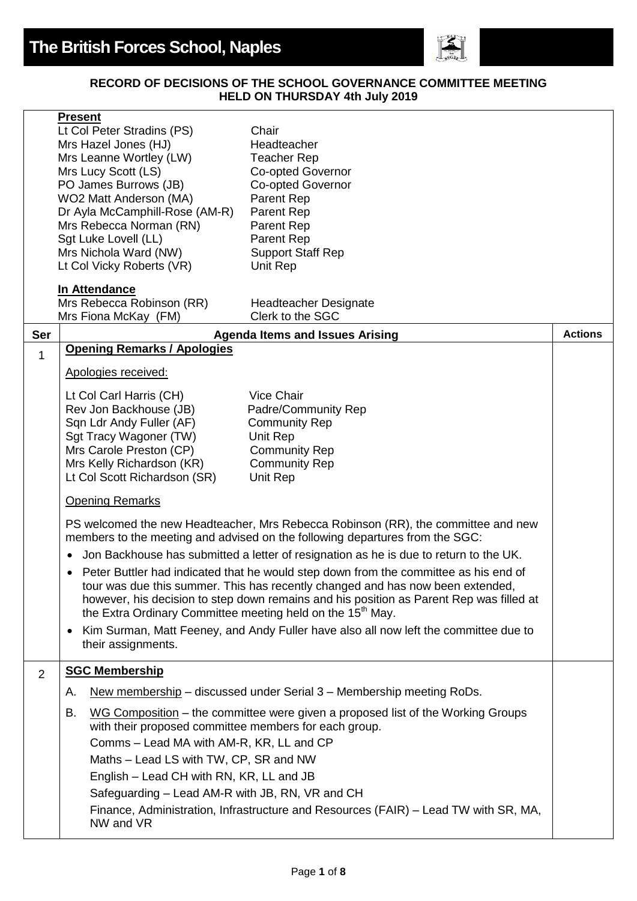# The British Forces School, Naples

**RECORD OF DECISIONS OF THE SCHOOL GOVERNANCE COMMITTEE MEETING HELD ON THURSDAY 4th July 2019**

**Present**

| | |
|---|---|
| Lt Col Peter Stradins (PS) | Chair |
| Mrs Hazel Jones (HJ) | Headteacher |
| Mrs Leanne Wortley (LW) | Teacher Rep |
| Mrs Lucy Scott (LS) | Co-opted Governor |
| PO James Burrows (JB) | Co-opted Governor |
| WO2 Matt Anderson (MA) | Parent Rep |
| Dr Ayla McCamphill-Rose (AM-R) | Parent Rep |
| Mrs Rebecca Norman (RN) | Parent Rep |
| Sgt Luke Lovell (LL) | Parent Rep |
| Mrs Nichola Ward (NW) | Support Staff Rep |
| Lt Col Vicky Roberts (VR) | Unit Rep |

**In Attendance**

| | |
|---|---|
| Mrs Rebecca Robinson (RR) | Headteacher Designate |
| Mrs Fiona McKay (FM) | Clerk to the SGC |

| Ser | Agenda Items and Issues Arising | Actions |
|---|---|---|
| 1 | **Opening Remarks / Apologies**<br><br>Apologies received:<br><br>Lt Col Carl Harris (CH) – Vice Chair<br>Rev Jon Backhouse (JB) – Padre/Community Rep<br>Sqn Ldr Andy Fuller (AF) – Community Rep<br>Sgt Tracy Wagoner (TW) – Unit Rep<br>Mrs Carole Preston (CP) – Community Rep<br>Mrs Kelly Richardson (KR) – Community Rep<br>Lt Col Scott Richardson (SR) – Unit Rep<br><br>Opening Remarks<br><br>PS welcomed the new Headteacher, Mrs Rebecca Robinson (RR), the committee and new members to the meeting and advised on the following departures from the SGC:<br><br>• Jon Backhouse has submitted a letter of resignation as he is due to return to the UK.<br>• Peter Buttler had indicated that he would step down from the committee as his end of tour was due this summer. This has recently changed and has now been extended, however, his decision to step down remains and his position as Parent Rep was filled at the Extra Ordinary Committee meeting held on the 15th May.<br>• Kim Surman, Matt Feeney, and Andy Fuller have also all now left the committee due to their assignments. | |
| 2 | **SGC Membership**<br><br>A. New membership – discussed under Serial 3 – Membership meeting RoDs.<br><br>B. WG Composition – the committee were given a proposed list of the Working Groups with their proposed committee members for each group.<br>Comms – Lead MA with AM-R, KR, LL and CP<br>Maths – Lead LS with TW, CP, SR and NW<br>English – Lead CH with RN, KR, LL and JB<br>Safeguarding – Lead AM-R with JB, RN, VR and CH<br>Finance, Administration, Infrastructure and Resources (FAIR) – Lead TW with SR, MA, NW and VR | |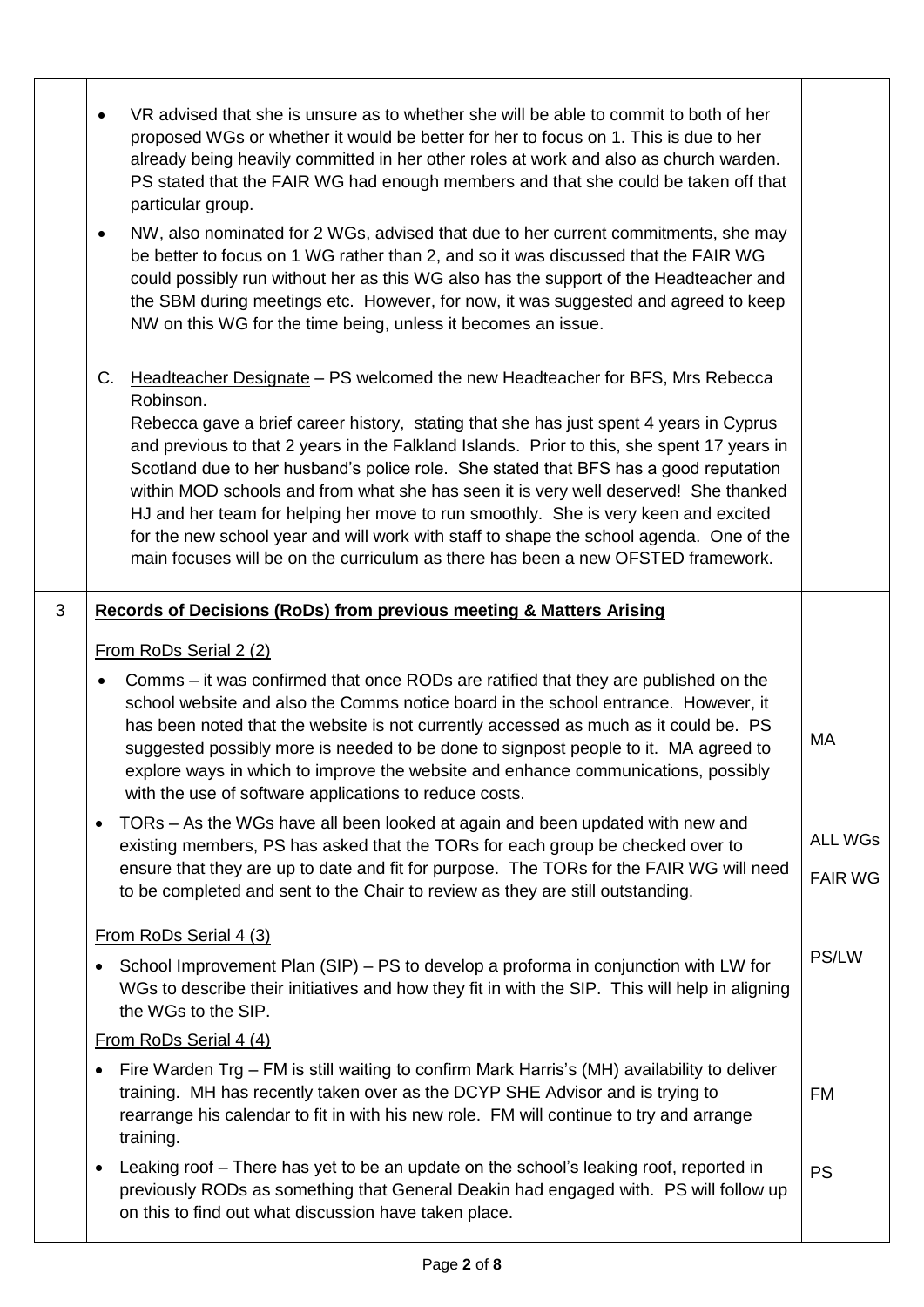| | | |
|---|---|---|
| | • VR advised that she is unsure as to whether she will be able to commit to both of her proposed WGs or whether it would be better for her to focus on 1. This is due to her already being heavily committed in her other roles at work and also as church warden. PS stated that the FAIR WG had enough members and that she could be taken off that particular group.<br>• NW, also nominated for 2 WGs, advised that due to her current commitments, she may be better to focus on 1 WG rather than 2, and so it was discussed that the FAIR WG could possibly run without her as this WG also has the support of the Headteacher and the SBM during meetings etc. However, for now, it was suggested and agreed to keep NW on this WG for the time being, unless it becomes an issue.<br><br>C. <u>Headteacher Designate</u> – PS welcomed the new Headteacher for BFS, Mrs Rebecca Robinson.<br>Rebecca gave a brief career history, stating that she has just spent 4 years in Cyprus and previous to that 2 years in the Falkland Islands. Prior to this, she spent 17 years in Scotland due to her husband's police role. She stated that BFS has a good reputation within MOD schools and from what she has seen it is very well deserved! She thanked HJ and her team for helping her move to run smoothly. She is very keen and excited for the new school year and will work with staff to shape the school agenda. One of the main focuses will be on the curriculum as there has been a new OFSTED framework. | |
| 3 | **<u>Records of Decisions (RoDs) from previous meeting & Matters Arising</u>** | |
| | <u>From RoDs Serial 2 (2)</u> | |
| | • Comms – it was confirmed that once RODs are ratified that they are published on the school website and also the Comms notice board in the school entrance. However, it has been noted that the website is not currently accessed as much as it could be. PS suggested possibly more is needed to be done to signpost people to it. MA agreed to explore ways in which to improve the website and enhance communications, possibly with the use of software applications to reduce costs. | MA |
| | • TORs – As the WGs have all been looked at again and been updated with new and existing members, PS has asked that the TORs for each group be checked over to ensure that they are up to date and fit for purpose. The TORs for the FAIR WG will need to be completed and sent to the Chair to review as they are still outstanding. | ALL WGs<br>FAIR WG |
| | <u>From RoDs Serial 4 (3)</u> | |
| | • School Improvement Plan (SIP) – PS to develop a proforma in conjunction with LW for WGs to describe their initiatives and how they fit in with the SIP. This will help in aligning the WGs to the SIP. | PS/LW |
| | <u>From RoDs Serial 4 (4)</u> | |
| | • Fire Warden Trg – FM is still waiting to confirm Mark Harris's (MH) availability to deliver training. MH has recently taken over as the DCYP SHE Advisor and is trying to rearrange his calendar to fit in with his new role. FM will continue to try and arrange training. | FM |
| | • Leaking roof – There has yet to be an update on the school's leaking roof, reported in previous RODs as something that General Deakin had engaged with. PS will follow up on this to find out what discussion have taken place. | PS |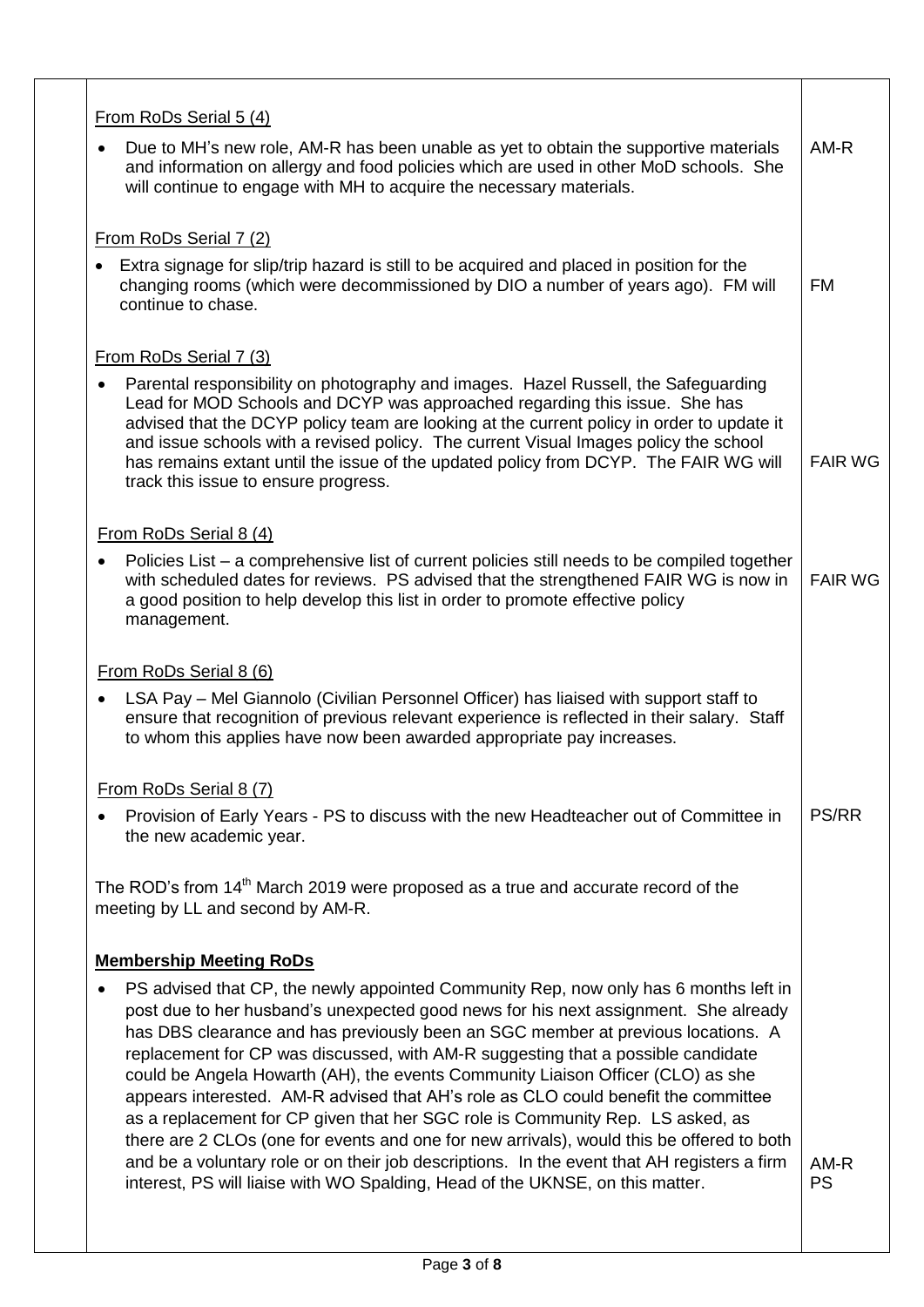| | | |
|---|---|---|
| | <u>From RoDs Serial 5 (4)</u><br><br>• Due to MH's new role, AM-R has been unable as yet to obtain the supportive materials and information on allergy and food policies which are used in other MoD schools. She will continue to engage with MH to acquire the necessary materials. | AM-R |
| | <u>From RoDs Serial 7 (2)</u><br><br>• Extra signage for slip/trip hazard is still to be acquired and placed in position for the changing rooms (which were decommissioned by DIO a number of years ago). FM will continue to chase. | FM |
| | <u>From RoDs Serial 7 (3)</u><br><br>• Parental responsibility on photography and images. Hazel Russell, the Safeguarding Lead for MOD Schools and DCYP was approached regarding this issue. She has advised that the DCYP policy team are looking at the current policy in order to update it and issue schools with a revised policy. The current Visual Images policy the school has remains extant until the issue of the updated policy from DCYP. The FAIR WG will track this issue to ensure progress. | FAIR WG |
| | <u>From RoDs Serial 8 (4)</u><br><br>• Policies List – a comprehensive list of current policies still needs to be compiled together with scheduled dates for reviews. PS advised that the strengthened FAIR WG is now in a good position to help develop this list in order to promote effective policy management. | FAIR WG |
| | <u>From RoDs Serial 8 (6)</u><br><br>• LSA Pay – Mel Giannolo (Civilian Personnel Officer) has liaised with support staff to ensure that recognition of previous relevant experience is reflected in their salary. Staff to whom this applies have now been awarded appropriate pay increases. | |
| | <u>From RoDs Serial 8 (7)</u><br><br>• Provision of Early Years - PS to discuss with the new Headteacher out of Committee in the new academic year. | PS/RR |
| | The ROD's from 14th March 2019 were proposed as a true and accurate record of the meeting by LL and second by AM-R. | |
| | **<u>Membership Meeting RoDs</u>**<br><br>• PS advised that CP, the newly appointed Community Rep, now only has 6 months left in post due to her husband's unexpected good news for his next assignment. She already has DBS clearance and has previously been an SGC member at previous locations. A replacement for CP was discussed, with AM-R suggesting that a possible candidate could be Angela Howarth (AH), the events Community Liaison Officer (CLO) as she appears interested. AM-R advised that AH's role as CLO could benefit the committee as a replacement for CP given that her SGC role is Community Rep. LS asked, as there are 2 CLOs (one for events and one for new arrivals), would this be offered to both and be a voluntary role or on their job descriptions. In the event that AH registers a firm interest, PS will liaise with WO Spalding, Head of the UKNSE, on this matter. | AM-R<br>PS |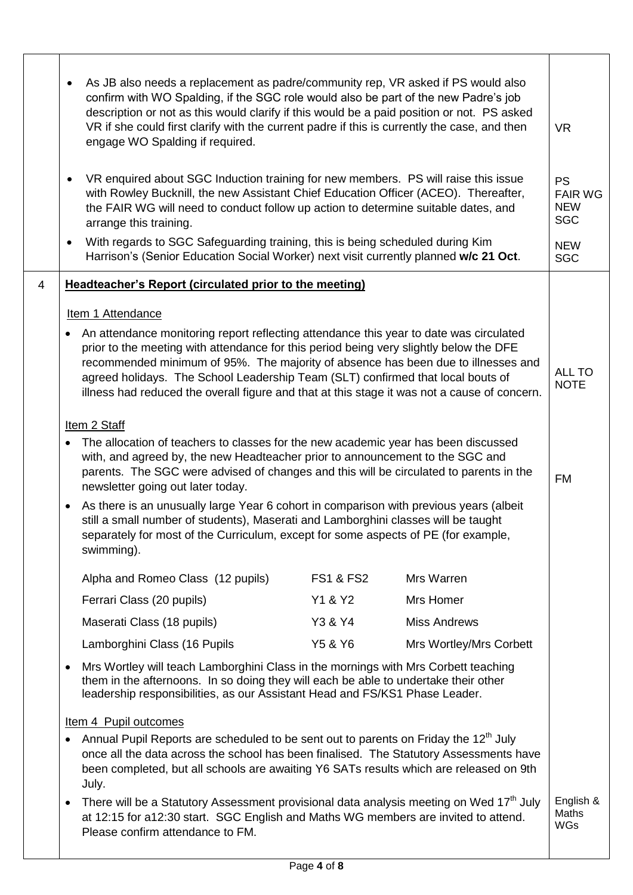| | | |
|---|---|---|
| | • As JB also needs a replacement as padre/community rep, VR asked if PS would also confirm with WO Spalding, if the SGC role would also be part of the new Padre's job description or not as this would clarify if this would be a paid position or not. PS asked VR if she could first clarify with the current padre if this is currently the case, and then engage WO Spalding if required. | VR |
| | • VR enquired about SGC Induction training for new members. PS will raise this issue with Rowley Bucknill, the new Assistant Chief Education Officer (ACEO). Thereafter, the FAIR WG will need to conduct follow up action to determine suitable dates, and arrange this training. | PS FAIR WG NEW SGC |
| | • With regards to SGC Safeguarding training, this is being scheduled during Kim Harrison's (Senior Education Social Worker) next visit currently planned **w/c 21 Oct**. | NEW SGC |
| 4 | **<u>Headteacher's Report (circulated prior to the meeting)</u>** | |
| | <u>Item 1 Attendance</u><br>• An attendance monitoring report reflecting attendance this year to date was circulated prior to the meeting with attendance for this period being very slightly below the DFE recommended minimum of 95%. The majority of absence has been due to illnesses and agreed holidays. The School Leadership Team (SLT) confirmed that local bouts of illness had reduced the overall figure and that at this stage it was not a cause of concern. | ALL TO NOTE |
| | <u>Item 2 Staff</u><br>• The allocation of teachers to classes for the new academic year has been discussed with, and agreed by, the new Headteacher prior to announcement to the SGC and parents. The SGC were advised of changes and this will be circulated to parents in the newsletter going out later today.<br>• As there is an unusually large Year 6 cohort in comparison with previous years (albeit still a small number of students), Maserati and Lamborghini classes will be taught separately for most of the Curriculum, except for some aspects of PE (for example, swimming).<br><br>Alpha and Romeo Class (12 pupils) — FS1 & FS2 — Mrs Warren<br>Ferrari Class (20 pupils) — Y1 & Y2 — Mrs Homer<br>Maserati Class (18 pupils) — Y3 & Y4 — Miss Andrews<br>Lamborghini Class (16 Pupils — Y5 & Y6 — Mrs Wortley/Mrs Corbett<br><br>• Mrs Wortley will teach Lamborghini Class in the mornings with Mrs Corbett teaching them in the afternoons. In so doing they will each be able to undertake their other leadership responsibilities, as our Assistant Head and FS/KS1 Phase Leader. | FM |
| | <u>Item 4 Pupil outcomes</u><br>• Annual Pupil Reports are scheduled to be sent out to parents on Friday the 12th July once all the data across the school has been finalised. The Statutory Assessments have been completed, but all schools are awaiting Y6 SATs results which are released on 9th July.<br>• There will be a Statutory Assessment provisional data analysis meeting on Wed 17th July at 12:15 for a12:30 start. SGC English and Maths WG members are invited to attend. Please confirm attendance to FM. | English & Maths WGs |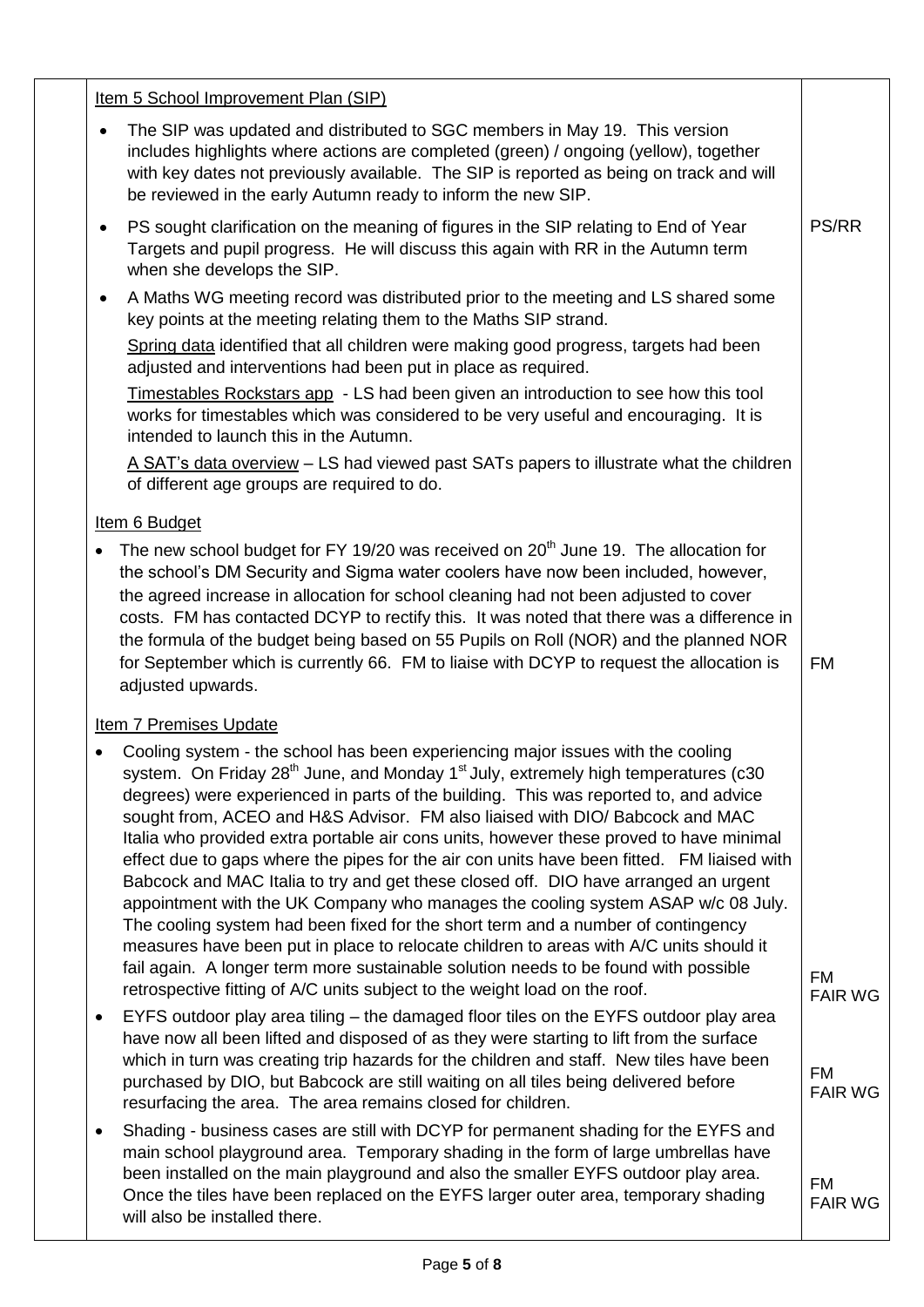| | | |
|---|---|---|
| | Item 5 School Improvement Plan (SIP) | |
| | • The SIP was updated and distributed to SGC members in May 19. This version includes highlights where actions are completed (green) / ongoing (yellow), together with key dates not previously available. The SIP is reported as being on track and will be reviewed in the early Autumn ready to inform the new SIP. | |
| | • PS sought clarification on the meaning of figures in the SIP relating to End of Year Targets and pupil progress. He will discuss this again with RR in the Autumn term when she develops the SIP. | PS/RR |
| | • A Maths WG meeting record was distributed prior to the meeting and LS shared some key points at the meeting relating them to the Maths SIP strand.<br>Spring data identified that all children were making good progress, targets had been adjusted and interventions had been put in place as required.<br>Timestables Rockstars app - LS had been given an introduction to see how this tool works for timestables which was considered to be very useful and encouraging. It is intended to launch this in the Autumn.<br>A SAT's data overview – LS had viewed past SATs papers to illustrate what the children of different age groups are required to do. | |
| | Item 6 Budget | |
| | • The new school budget for FY 19/20 was received on 20th June 19. The allocation for the school's DM Security and Sigma water coolers have now been included, however, the agreed increase in allocation for school cleaning had not been adjusted to cover costs. FM has contacted DCYP to rectify this. It was noted that there was a difference in the formula of the budget being based on 55 Pupils on Roll (NOR) and the planned NOR for September which is currently 66. FM to liaise with DCYP to request the allocation is adjusted upwards. | FM |
| | Item 7 Premises Update | |
| | • Cooling system - the school has been experiencing major issues with the cooling system. On Friday 28th June, and Monday 1st July, extremely high temperatures (c30 degrees) were experienced in parts of the building. This was reported to, and advice sought from, ACEO and H&S Advisor. FM also liaised with DIO/ Babcock and MAC Italia who provided extra portable air cons units, however these proved to have minimal effect due to gaps where the pipes for the air con units have been fitted. FM liaised with Babcock and MAC Italia to try and get these closed off. DIO have arranged an urgent appointment with the UK Company who manages the cooling system ASAP w/c 08 July. The cooling system had been fixed for the short term and a number of contingency measures have been put in place to relocate children to areas with A/C units should it fail again. A longer term more sustainable solution needs to be found with possible retrospective fitting of A/C units subject to the weight load on the roof. | FM<br>FAIR WG |
| | • EYFS outdoor play area tiling – the damaged floor tiles on the EYFS outdoor play area have now all been lifted and disposed of as they were starting to lift from the surface which in turn was creating trip hazards for the children and staff. New tiles have been purchased by DIO, but Babcock are still waiting on all tiles being delivered before resurfacing the area. The area remains closed for children. | FM<br>FAIR WG |
| | • Shading - business cases are still with DCYP for permanent shading for the EYFS and main school playground area. Temporary shading in the form of large umbrellas have been installed on the main playground and also the smaller EYFS outdoor play area. Once the tiles have been replaced on the EYFS larger outer area, temporary shading will also be installed there. | FM<br>FAIR WG |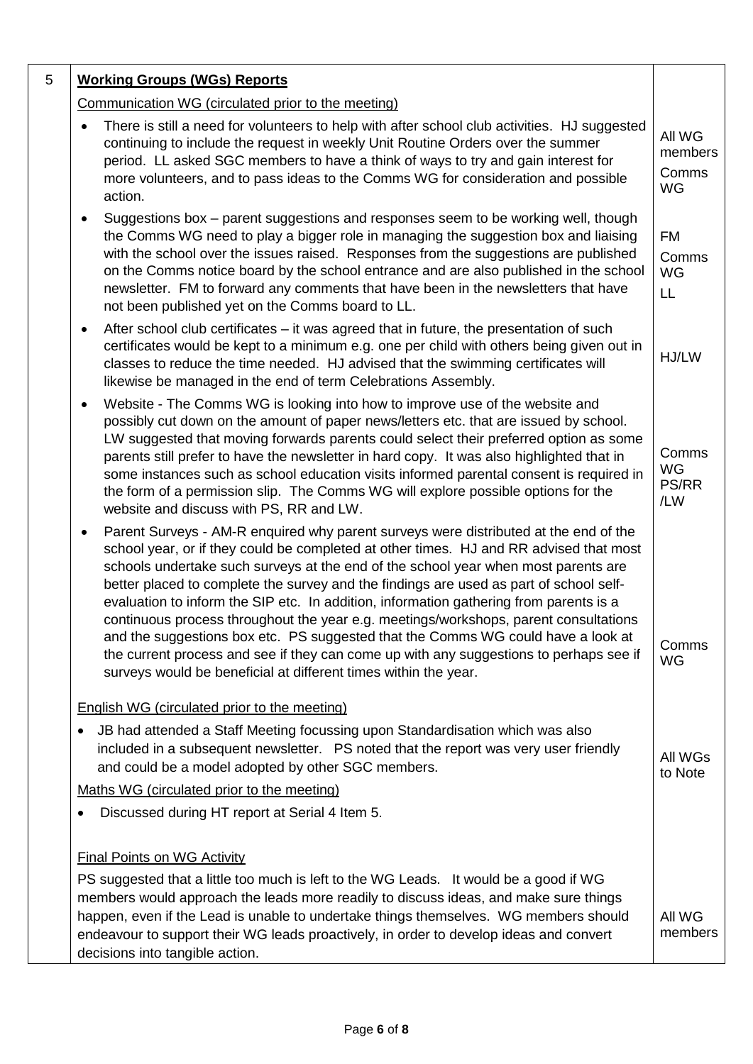| | | |
|---|---|---|
| 5 | **Working Groups (WGs) Reports** | |
| | Communication WG (circulated prior to the meeting) | |
| | • There is still a need for volunteers to help with after school club activities. HJ suggested continuing to include the request in weekly Unit Routine Orders over the summer period. LL asked SGC members to have a think of ways to try and gain interest for more volunteers, and to pass ideas to the Comms WG for consideration and possible action. | All WG members<br>Comms WG |
| | • Suggestions box – parent suggestions and responses seem to be working well, though the Comms WG need to play a bigger role in managing the suggestion box and liaising with the school over the issues raised. Responses from the suggestions are published on the Comms notice board by the school entrance and are also published in the school newsletter. FM to forward any comments that have been in the newsletters that have not been published yet on the Comms board to LL. | FM<br>Comms WG<br>LL |
| | • After school club certificates – it was agreed that in future, the presentation of such certificates would be kept to a minimum e.g. one per child with others being given out in classes to reduce the time needed. HJ advised that the swimming certificates will likewise be managed in the end of term Celebrations Assembly. | HJ/LW |
| | • Website - The Comms WG is looking into how to improve use of the website and possibly cut down on the amount of paper news/letters etc. that are issued by school. LW suggested that moving forwards parents could select their preferred option as some parents still prefer to have the newsletter in hard copy. It was also highlighted that in some instances such as school education visits informed parental consent is required in the form of a permission slip. The Comms WG will explore possible options for the website and discuss with PS, RR and LW. | Comms WG<br>PS/RR/LW |
| | • Parent Surveys - AM-R enquired why parent surveys were distributed at the end of the school year, or if they could be completed at other times. HJ and RR advised that most schools undertake such surveys at the end of the school year when most parents are better placed to complete the survey and the findings are used as part of school self-evaluation to inform the SIP etc. In addition, information gathering from parents is a continuous process throughout the year e.g. meetings/workshops, parent consultations and the suggestions box etc. PS suggested that the Comms WG could have a look at the current process and see if they can come up with any suggestions to perhaps see if surveys would be beneficial at different times within the year. | Comms WG |
| | English WG (circulated prior to the meeting) | |
| | • JB had attended a Staff Meeting focussing upon Standardisation which was also included in a subsequent newsletter. PS noted that the report was very user friendly and could be a model adopted by other SGC members. | All WGs to Note |
| | Maths WG (circulated prior to the meeting) | |
| | • Discussed during HT report at Serial 4 Item 5. | |
| | Final Points on WG Activity | |
| | PS suggested that a little too much is left to the WG Leads. It would be a good if WG members would approach the leads more readily to discuss ideas, and make sure things happen, even if the Lead is unable to undertake things themselves. WG members should endeavour to support their WG leads proactively, in order to develop ideas and convert decisions into tangible action. | All WG members |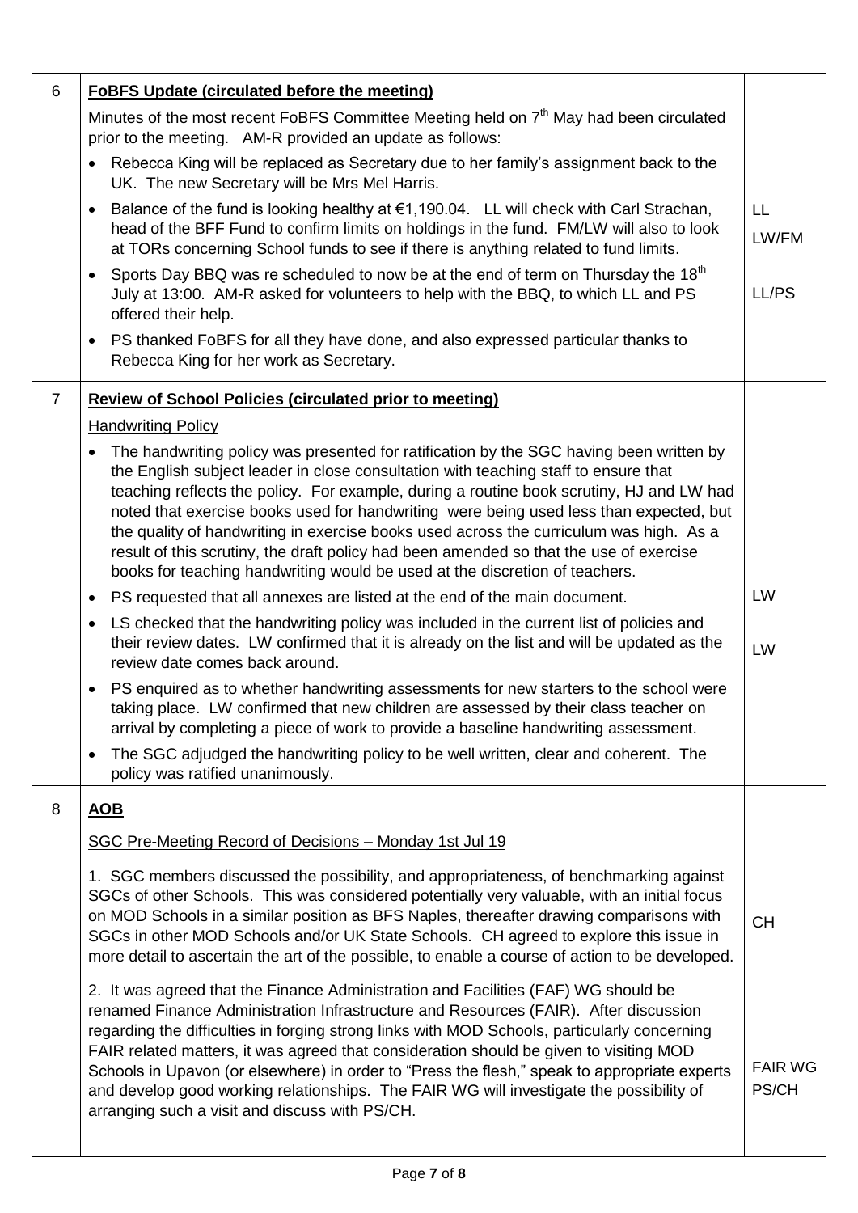| | | |
|---|---|---|
| 6 | **FoBFS Update (circulated before the meeting)**<br><br>Minutes of the most recent FoBFS Committee Meeting held on 7th May had been circulated prior to the meeting. AM-R provided an update as follows:<br><br>• Rebecca King will be replaced as Secretary due to her family's assignment back to the UK. The new Secretary will be Mrs Mel Harris.<br><br>• Balance of the fund is looking healthy at €1,190.04. LL will check with Carl Strachan, head of the BFF Fund to confirm limits on holdings in the fund. FM/LW will also to look at TORs concerning School funds to see if there is anything related to fund limits.<br><br>• Sports Day BBQ was re scheduled to now be at the end of term on Thursday the 18th July at 13:00. AM-R asked for volunteers to help with the BBQ, to which LL and PS offered their help.<br><br>• PS thanked FoBFS for all they have done, and also expressed particular thanks to Rebecca King for her work as Secretary. | LL<br>LW/FM<br><br>LL/PS |
| 7 | **Review of School Policies (circulated prior to meeting)**<br><br>Handwriting Policy<br><br>• The handwriting policy was presented for ratification by the SGC having been written by the English subject leader in close consultation with teaching staff to ensure that teaching reflects the policy. For example, during a routine book scrutiny, HJ and LW had noted that exercise books used for handwriting were being used less than expected, but the quality of handwriting in exercise books used across the curriculum was high. As a result of this scrutiny, the draft policy had been amended so that the use of exercise books for teaching handwriting would be used at the discretion of teachers.<br><br>• PS requested that all annexes are listed at the end of the main document.<br><br>• LS checked that the handwriting policy was included in the current list of policies and their review dates. LW confirmed that it is already on the list and will be updated as the review date comes back around.<br><br>• PS enquired as to whether handwriting assessments for new starters to the school were taking place. LW confirmed that new children are assessed by their class teacher on arrival by completing a piece of work to provide a baseline handwriting assessment.<br><br>• The SGC adjudged the handwriting policy to be well written, clear and coherent. The policy was ratified unanimously. | LW<br><br>LW |
| 8 | **AOB**<br><br>SGC Pre-Meeting Record of Decisions – Monday 1st Jul 19<br><br>1. SGC members discussed the possibility, and appropriateness, of benchmarking against SGCs of other Schools. This was considered potentially very valuable, with an initial focus on MOD Schools in a similar position as BFS Naples, thereafter drawing comparisons with SGCs in other MOD Schools and/or UK State Schools. CH agreed to explore this issue in more detail to ascertain the art of the possible, to enable a course of action to be developed.<br><br>2. It was agreed that the Finance Administration and Facilities (FAF) WG should be renamed Finance Administration Infrastructure and Resources (FAIR). After discussion regarding the difficulties in forging strong links with MOD Schools, particularly concerning FAIR related matters, it was agreed that consideration should be given to visiting MOD Schools in Upavon (or elsewhere) in order to "Press the flesh," speak to appropriate experts and develop good working relationships. The FAIR WG will investigate the possibility of arranging such a visit and discuss with PS/CH. | CH<br><br>FAIR WG<br>PS/CH |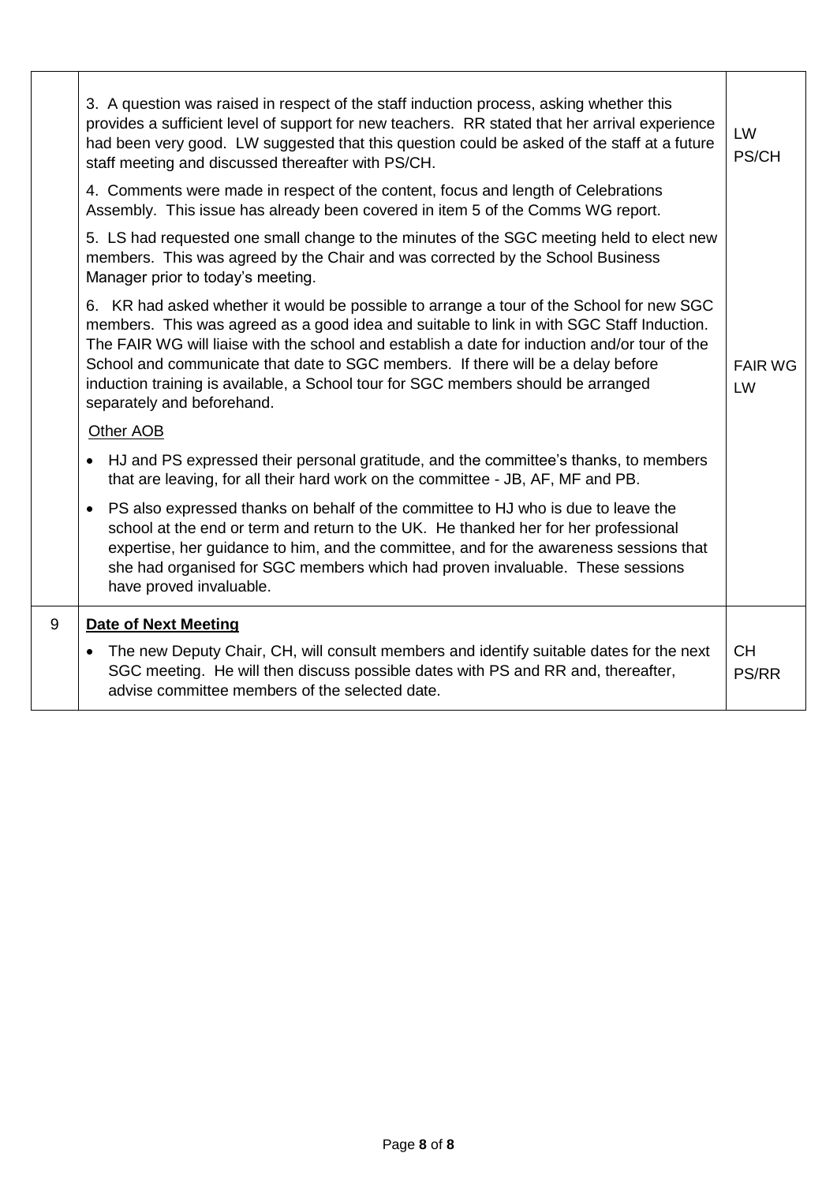| | | |
|---|---|---|
| | 3. A question was raised in respect of the staff induction process, asking whether this provides a sufficient level of support for new teachers. RR stated that her arrival experience had been very good. LW suggested that this question could be asked of the staff at a future staff meeting and discussed thereafter with PS/CH.<br><br>4. Comments were made in respect of the content, focus and length of Celebrations Assembly. This issue has already been covered in item 5 of the Comms WG report.<br><br>5. LS had requested one small change to the minutes of the SGC meeting held to elect new members. This was agreed by the Chair and was corrected by the School Business Manager prior to today's meeting.<br><br>6. KR had asked whether it would be possible to arrange a tour of the School for new SGC members. This was agreed as a good idea and suitable to link in with SGC Staff Induction. The FAIR WG will liaise with the school and establish a date for induction and/or tour of the School and communicate that date to SGC members. If there will be a delay before induction training is available, a School tour for SGC members should be arranged separately and beforehand.<br><br>Other AOB<br><br>• HJ and PS expressed their personal gratitude, and the committee's thanks, to members that are leaving, for all their hard work on the committee - JB, AF, MF and PB.<br><br>• PS also expressed thanks on behalf of the committee to HJ who is due to leave the school at the end or term and return to the UK. He thanked her for her professional expertise, her guidance to him, and the committee, and for the awareness sessions that she had organised for SGC members which had proven invaluable. These sessions have proved invaluable. | LW<br>PS/CH<br><br><br><br><br><br><br>FAIR WG<br>LW |
| 9 | **Date of Next Meeting**<br><br>• The new Deputy Chair, CH, will consult members and identify suitable dates for the next SGC meeting. He will then discuss possible dates with PS and RR and, thereafter, advise committee members of the selected date. | CH<br>PS/RR |